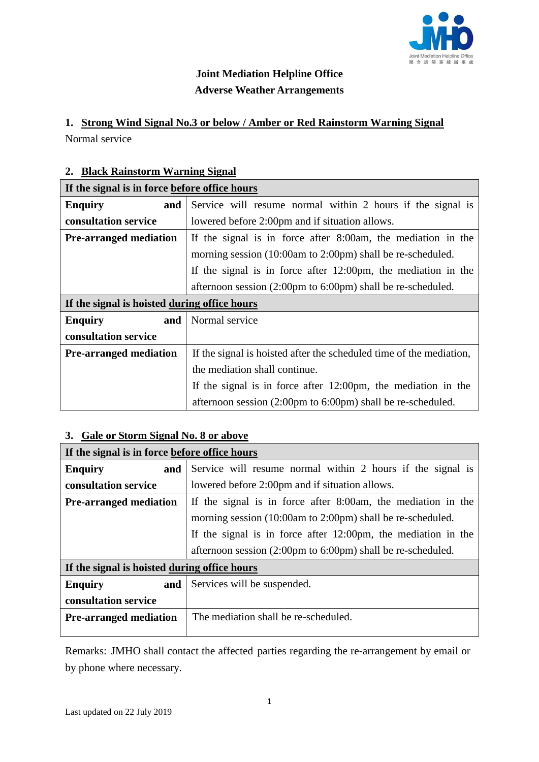# Joint Mediation Helpline Office
## Adverse Weather Arrangements

### 1. Strong Wind Signal No.3 or below / Amber or Red Rainstorm Warning Signal

Normal service

### 2. Black Rainstorm Warning Signal

| **If the signal is in force before office hours** | |
|---|---|
| **Enquiry and consultation service** | Service will resume normal within 2 hours if the signal is lowered before 2:00pm and if situation allows. |
| **Pre-arranged mediation** | If the signal is in force after 8:00am, the mediation in the morning session (10:00am to 2:00pm) shall be re-scheduled.<br>If the signal is in force after 12:00pm, the mediation in the afternoon session (2:00pm to 6:00pm) shall be re-scheduled. |
| **If the signal is hoisted during office hours** | |
| **Enquiry and consultation service** | Normal service |
| **Pre-arranged mediation** | If the signal is hoisted after the scheduled time of the mediation, the mediation shall continue.<br>If the signal is in force after 12:00pm, the mediation in the afternoon session (2:00pm to 6:00pm) shall be re-scheduled. |

### 3. Gale or Storm Signal No. 8 or above

| **If the signal is in force before office hours** | |
|---|---|
| **Enquiry and consultation service** | Service will resume normal within 2 hours if the signal is lowered before 2:00pm and if situation allows. |
| **Pre-arranged mediation** | If the signal is in force after 8:00am, the mediation in the morning session (10:00am to 2:00pm) shall be re-scheduled.<br>If the signal is in force after 12:00pm, the mediation in the afternoon session (2:00pm to 6:00pm) shall be re-scheduled. |
| **If the signal is hoisted during office hours** | |
| **Enquiry and consultation service** | Services will be suspended. |
| **Pre-arranged mediation** | The mediation shall be re-scheduled. |

Remarks: JMHO shall contact the affected parties regarding the re-arrangement by email or by phone where necessary.

Last updated on 22 July 2019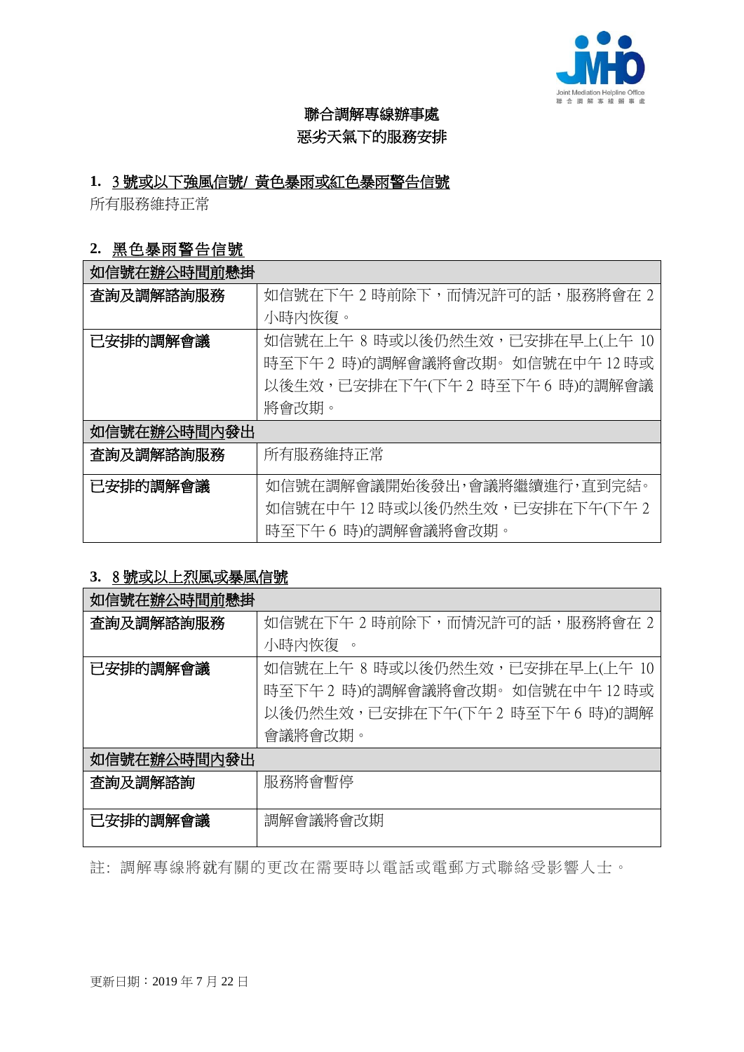# 聯合調解專線辦事處

## 惡劣天氣下的服務安排

### 1. 3 號或以下強風信號/ 黃色暴雨或紅色暴雨警告信號

所有服務維持正常

### 2. 黑色暴雨警告信號

| | |
|---|---|
| **如信號在辦公時間前懸掛** | |
| **查詢及調解諮詢服務** | 如信號在下午 2 時前除下，而情況許可的話，服務將會在 2 小時內恢復。 |
| **已安排的調解會議** | 如信號在上午 8 時或以後仍然生效，已安排在早上(上午 10 時至下午 2 時)的調解會議將會改期。 如信號在中午 12 時或以後生效，已安排在下午(下午 2 時至下午 6 時)的調解會議將會改期。 |
| **如信號在辦公時間內發出** | |
| **查詢及調解諮詢服務** | 所有服務維持正常 |
| **已安排的調解會議** | 如信號在調解會議開始後發出，會議將繼續進行，直到完結。 如信號在中午 12 時或以後仍然生效，已安排在下午(下午 2 時至下午 6 時)的調解會議將會改期。 |

### 3. 8 號或以上烈風或暴風信號

| | |
|---|---|
| **如信號在辦公時間前懸掛** | |
| **查詢及調解諮詢服務** | 如信號在下午 2 時前除下，而情況許可的話，服務將會在 2 小時內恢復 。 |
| **已安排的調解會議** | 如信號在上午 8 時或以後仍然生效，已安排在早上(上午 10 時至下午 2 時)的調解會議將會改期。 如信號在中午 12 時或以後仍然生效，已安排在下午(下午 2 時至下午 6 時)的調解會議將會改期。 |
| **如信號在辦公時間內發出** | |
| **查詢及調解諮詢** | 服務將會暫停 |
| **已安排的調解會議** | 調解會議將會改期 |

註: 調解專線將就有關的更改在需要時以電話或電郵方式聯絡受影響人士。

更新日期：2019 年 7 月 22 日